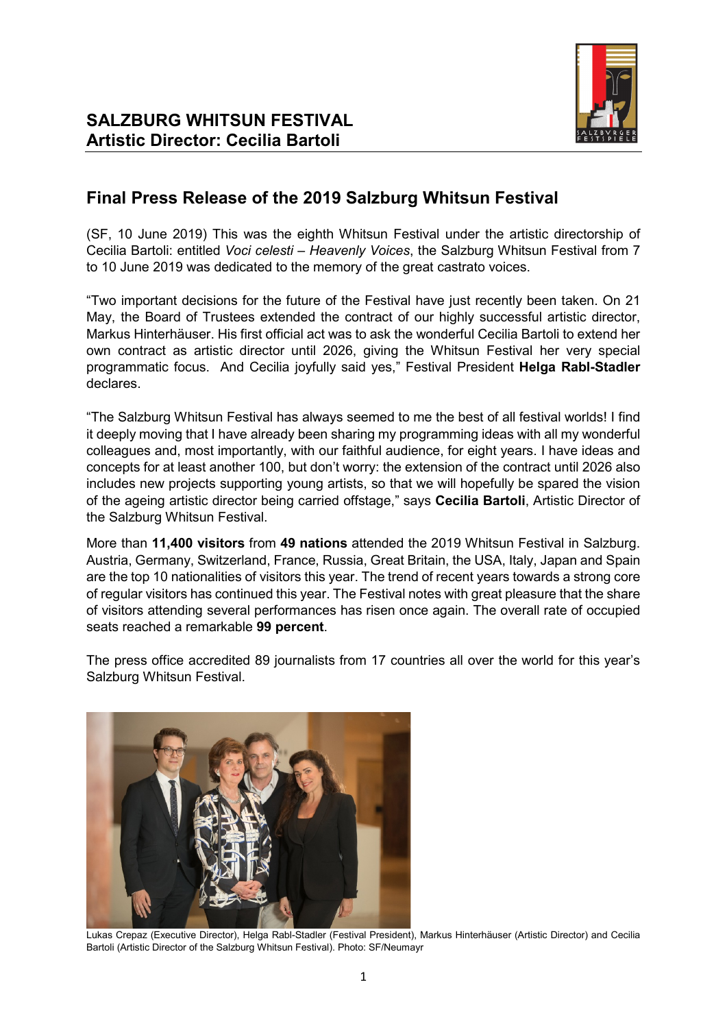**SALZBURG WHITSUN FESTIVAL**
**Artistic Director: Cecilia Bartoli**

## Final Press Release of the 2019 Salzburg Whitsun Festival

(SF, 10 June 2019) This was the eighth Whitsun Festival under the artistic directorship of Cecilia Bartoli: entitled *Voci celesti – Heavenly Voices*, the Salzburg Whitsun Festival from 7 to 10 June 2019 was dedicated to the memory of the great castrato voices.

"Two important decisions for the future of the Festival have just recently been taken. On 21 May, the Board of Trustees extended the contract of our highly successful artistic director, Markus Hinterhäuser. His first official act was to ask the wonderful Cecilia Bartoli to extend her own contract as artistic director until 2026, giving the Whitsun Festival her very special programmatic focus. And Cecilia joyfully said yes," Festival President **Helga Rabl-Stadler** declares.

"The Salzburg Whitsun Festival has always seemed to me the best of all festival worlds! I find it deeply moving that I have already been sharing my programming ideas with all my wonderful colleagues and, most importantly, with our faithful audience, for eight years. I have ideas and concepts for at least another 100, but don't worry: the extension of the contract until 2026 also includes new projects supporting young artists, so that we will hopefully be spared the vision of the ageing artistic director being carried offstage," says **Cecilia Bartoli**, Artistic Director of the Salzburg Whitsun Festival.

More than **11,400 visitors** from **49 nations** attended the 2019 Whitsun Festival in Salzburg. Austria, Germany, Switzerland, France, Russia, Great Britain, the USA, Italy, Japan and Spain are the top 10 nationalities of visitors this year. The trend of recent years towards a strong core of regular visitors has continued this year. The Festival notes with great pleasure that the share of visitors attending several performances has risen once again. The overall rate of occupied seats reached a remarkable **99 percent**.

The press office accredited 89 journalists from 17 countries all over the world for this year's Salzburg Whitsun Festival.

Lukas Crepaz (Executive Director), Helga Rabl-Stadler (Festival President), Markus Hinterhäuser (Artistic Director) and Cecilia Bartoli (Artistic Director of the Salzburg Whitsun Festival). Photo: SF/Neumayr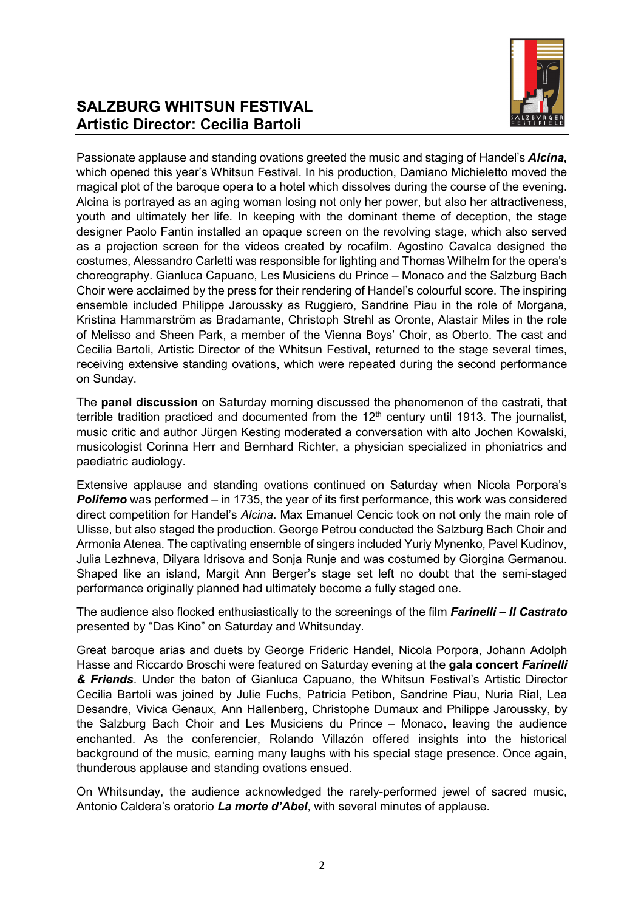## SALZBURG WHITSUN FESTIVAL
## Artistic Director: Cecilia Bartoli

Passionate applause and standing ovations greeted the music and staging of Handel's ***Alcina,*** which opened this year's Whitsun Festival. In his production, Damiano Michieletto moved the magical plot of the baroque opera to a hotel which dissolves during the course of the evening. Alcina is portrayed as an aging woman losing not only her power, but also her attractiveness, youth and ultimately her life. In keeping with the dominant theme of deception, the stage designer Paolo Fantin installed an opaque screen on the revolving stage, which also served as a projection screen for the videos created by rocafilm. Agostino Cavalca designed the costumes, Alessandro Carletti was responsible for lighting and Thomas Wilhelm for the opera's choreography. Gianluca Capuano, Les Musiciens du Prince – Monaco and the Salzburg Bach Choir were acclaimed by the press for their rendering of Handel's colourful score. The inspiring ensemble included Philippe Jaroussky as Ruggiero, Sandrine Piau in the role of Morgana, Kristina Hammarström as Bradamante, Christoph Strehl as Oronte, Alastair Miles in the role of Melisso and Sheen Park, a member of the Vienna Boys' Choir, as Oberto. The cast and Cecilia Bartoli, Artistic Director of the Whitsun Festival, returned to the stage several times, receiving extensive standing ovations, which were repeated during the second performance on Sunday.

The **panel discussion** on Saturday morning discussed the phenomenon of the castrati, that terrible tradition practiced and documented from the 12th century until 1913. The journalist, music critic and author Jürgen Kesting moderated a conversation with alto Jochen Kowalski, musicologist Corinna Herr and Bernhard Richter, a physician specialized in phoniatrics and paediatric audiology.

Extensive applause and standing ovations continued on Saturday when Nicola Porpora's ***Polifemo*** was performed – in 1735, the year of its first performance, this work was considered direct competition for Handel's *Alcina*. Max Emanuel Cencic took on not only the main role of Ulisse, but also staged the production. George Petrou conducted the Salzburg Bach Choir and Armonia Atenea. The captivating ensemble of singers included Yuriy Mynenko, Pavel Kudinov, Julia Lezhneva, Dilyara Idrisova and Sonja Runje and was costumed by Giorgina Germanou. Shaped like an island, Margit Ann Berger's stage set left no doubt that the semi-staged performance originally planned had ultimately become a fully staged one.

The audience also flocked enthusiastically to the screenings of the film ***Farinelli – Il Castrato*** presented by "Das Kino" on Saturday and Whitsunday.

Great baroque arias and duets by George Frideric Handel, Nicola Porpora, Johann Adolph Hasse and Riccardo Broschi were featured on Saturday evening at the **gala concert *Farinelli & Friends***. Under the baton of Gianluca Capuano, the Whitsun Festival's Artistic Director Cecilia Bartoli was joined by Julie Fuchs, Patricia Petibon, Sandrine Piau, Nuria Rial, Lea Desandre, Vivica Genaux, Ann Hallenberg, Christophe Dumaux and Philippe Jaroussky, by the Salzburg Bach Choir and Les Musiciens du Prince – Monaco, leaving the audience enchanted. As the conferencier, Rolando Villazón offered insights into the historical background of the music, earning many laughs with his special stage presence. Once again, thunderous applause and standing ovations ensued.

On Whitsunday, the audience acknowledged the rarely-performed jewel of sacred music, Antonio Caldera's oratorio ***La morte d'Abel***, with several minutes of applause.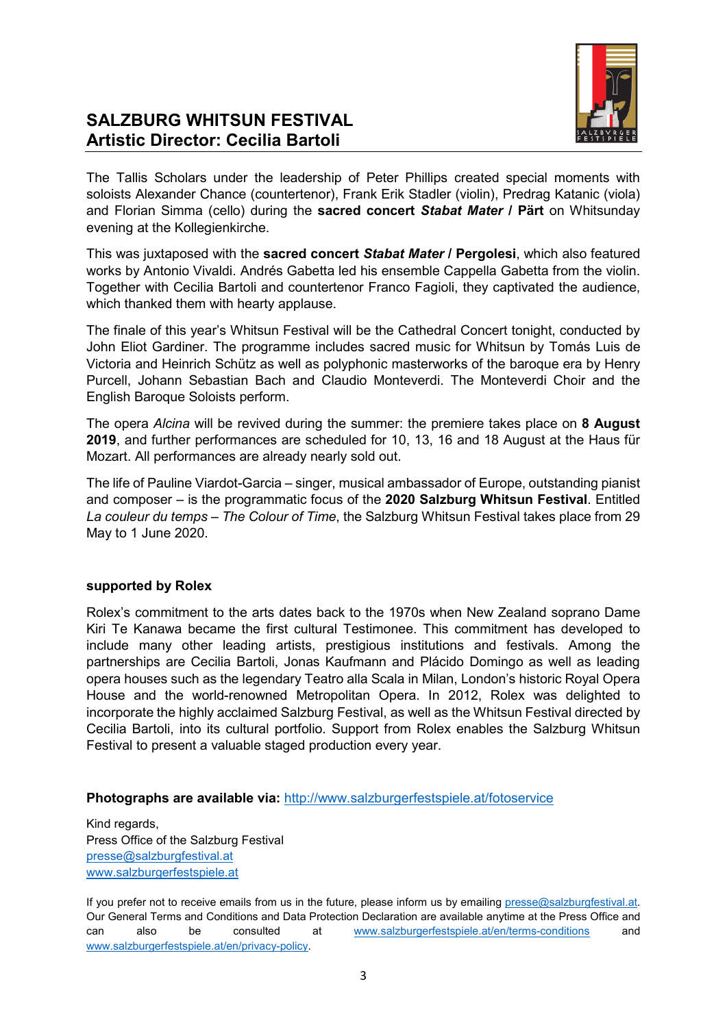## SALZBURG WHITSUN FESTIVAL
## Artistic Director: Cecilia Bartoli

The Tallis Scholars under the leadership of Peter Phillips created special moments with soloists Alexander Chance (countertenor), Frank Erik Stadler (violin), Predrag Katanic (viola) and Florian Simma (cello) during the **sacred concert *Stabat Mater* / Pärt** on Whitsunday evening at the Kollegienkirche.

This was juxtaposed with the **sacred concert *Stabat Mater* / Pergolesi**, which also featured works by Antonio Vivaldi. Andrés Gabetta led his ensemble Cappella Gabetta from the violin. Together with Cecilia Bartoli and countertenor Franco Fagioli, they captivated the audience, which thanked them with hearty applause.

The finale of this year's Whitsun Festival will be the Cathedral Concert tonight, conducted by John Eliot Gardiner. The programme includes sacred music for Whitsun by Tomás Luis de Victoria and Heinrich Schütz as well as polyphonic masterworks of the baroque era by Henry Purcell, Johann Sebastian Bach and Claudio Monteverdi. The Monteverdi Choir and the English Baroque Soloists perform.

The opera *Alcina* will be revived during the summer: the premiere takes place on **8 August 2019**, and further performances are scheduled for 10, 13, 16 and 18 August at the Haus für Mozart. All performances are already nearly sold out.

The life of Pauline Viardot-Garcia – singer, musical ambassador of Europe, outstanding pianist and composer – is the programmatic focus of the **2020 Salzburg Whitsun Festival**. Entitled *La couleur du temps – The Colour of Time*, the Salzburg Whitsun Festival takes place from 29 May to 1 June 2020.

**supported by Rolex**

Rolex's commitment to the arts dates back to the 1970s when New Zealand soprano Dame Kiri Te Kanawa became the first cultural Testimonee. This commitment has developed to include many other leading artists, prestigious institutions and festivals. Among the partnerships are Cecilia Bartoli, Jonas Kaufmann and Plácido Domingo as well as leading opera houses such as the legendary Teatro alla Scala in Milan, London's historic Royal Opera House and the world-renowned Metropolitan Opera. In 2012, Rolex was delighted to incorporate the highly acclaimed Salzburg Festival, as well as the Whitsun Festival directed by Cecilia Bartoli, into its cultural portfolio. Support from Rolex enables the Salzburg Whitsun Festival to present a valuable staged production every year.

**Photographs are available via:** http://www.salzburgerfestspiele.at/fotoservice

Kind regards,
Press Office of the Salzburg Festival
presse@salzburgfestival.at
www.salzburgerfestspiele.at

If you prefer not to receive emails from us in the future, please inform us by emailing presse@salzburgfestival.at. Our General Terms and Conditions and Data Protection Declaration are available anytime at the Press Office and can also be consulted at www.salzburgerfestspiele.at/en/terms-conditions and www.salzburgerfestspiele.at/en/privacy-policy.